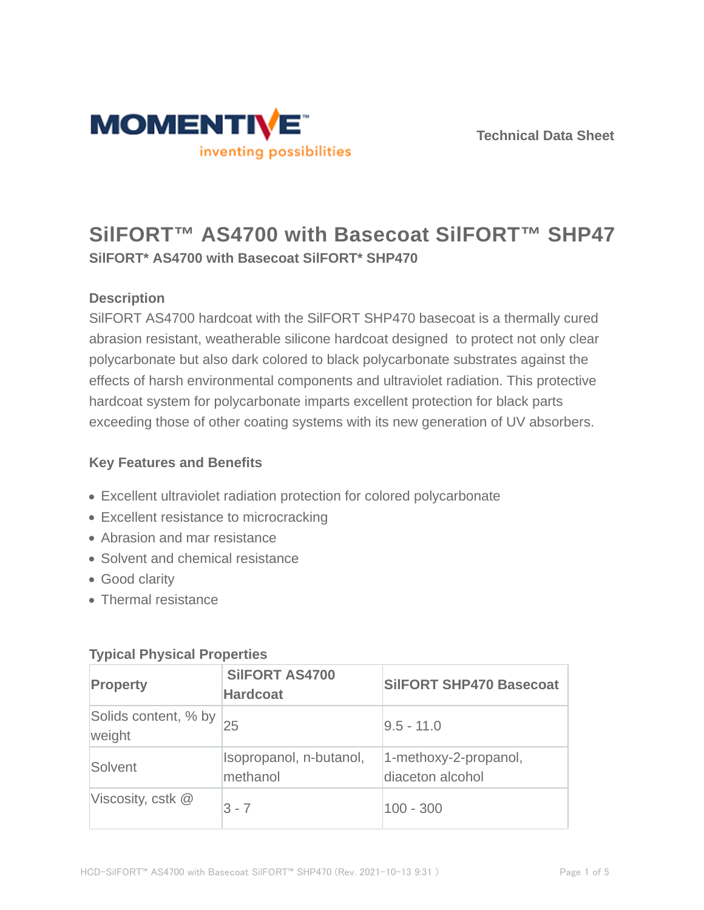Technical Data Sheet

# SilFORT™ AS4700 with Basecoat SilFORT™ SHP47

**SilFORT* AS4700 with Basecoat SilFORT* SHP470**

### Description

SilFORT AS4700 hardcoat with the SilFORT SHP470 basecoat is a thermally cured abrasion resistant, weatherable silicone hardcoat designed to protect not only clear polycarbonate but also dark colored to black polycarbonate substrates against the effects of harsh environmental components and ultraviolet radiation. This protective hardcoat system for polycarbonate imparts excellent protection for black parts exceeding those of other coating systems with its new generation of UV absorbers.

### Key Features and Benefits

- Excellent ultraviolet radiation protection for colored polycarbonate
- Excellent resistance to microcracking
- Abrasion and mar resistance
- Solvent and chemical resistance
- Good clarity
- Thermal resistance

### Typical Physical Properties

| Property | SilFORT AS4700 Hardcoat | SilFORT SHP470 Basecoat |
|---|---|---|
| Solids content, % by weight | 25 | 9.5 - 11.0 |
| Solvent | Isopropanol, n-butanol, methanol | 1-methoxy-2-propanol, diaceton alcohol |
| Viscosity, cstk @ | 3 - 7 | 100 - 300 |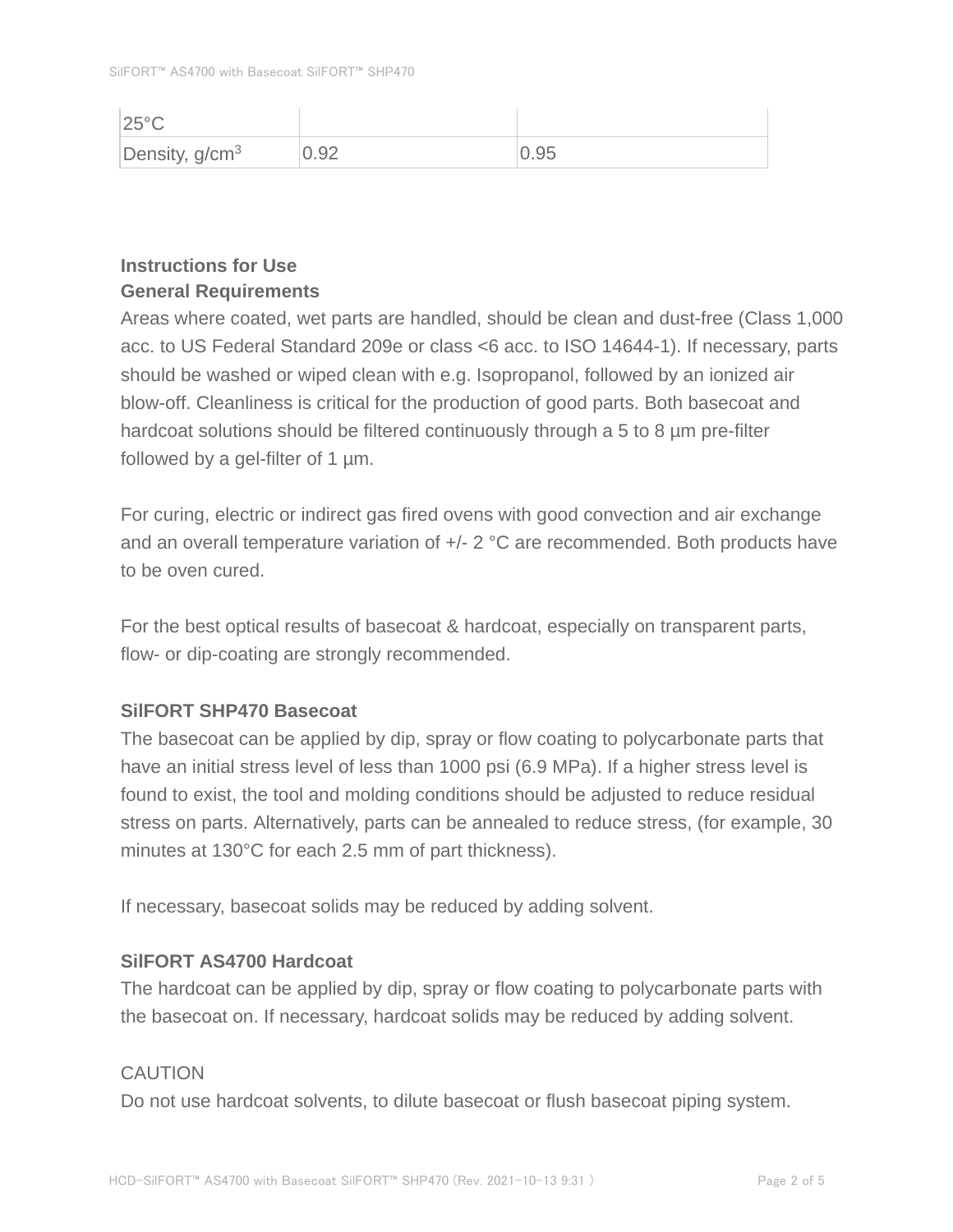| 25°C | | |
|---|---|---|
| Density, g/cm$^3$ | 0.92 | 0.95 |

## Instructions for Use

### General Requirements

Areas where coated, wet parts are handled, should be clean and dust-free (Class 1,000 acc. to US Federal Standard 209e or class <6 acc. to ISO 14644-1). If necessary, parts should be washed or wiped clean with e.g. Isopropanol, followed by an ionized air blow-off. Cleanliness is critical for the production of good parts. Both basecoat and hardcoat solutions should be filtered continuously through a 5 to 8 µm pre-filter followed by a gel-filter of 1 µm.

For curing, electric or indirect gas fired ovens with good convection and air exchange and an overall temperature variation of +/- 2 °C are recommended. Both products have to be oven cured.

For the best optical results of basecoat & hardcoat, especially on transparent parts, flow- or dip-coating are strongly recommended.

### SilFORT SHP470 Basecoat

The basecoat can be applied by dip, spray or flow coating to polycarbonate parts that have an initial stress level of less than 1000 psi (6.9 MPa). If a higher stress level is found to exist, the tool and molding conditions should be adjusted to reduce residual stress on parts. Alternatively, parts can be annealed to reduce stress, (for example, 30 minutes at 130°C for each 2.5 mm of part thickness).

If necessary, basecoat solids may be reduced by adding solvent.

### SilFORT AS4700 Hardcoat

The hardcoat can be applied by dip, spray or flow coating to polycarbonate parts with the basecoat on. If necessary, hardcoat solids may be reduced by adding solvent.

CAUTION

Do not use hardcoat solvents, to dilute basecoat or flush basecoat piping system.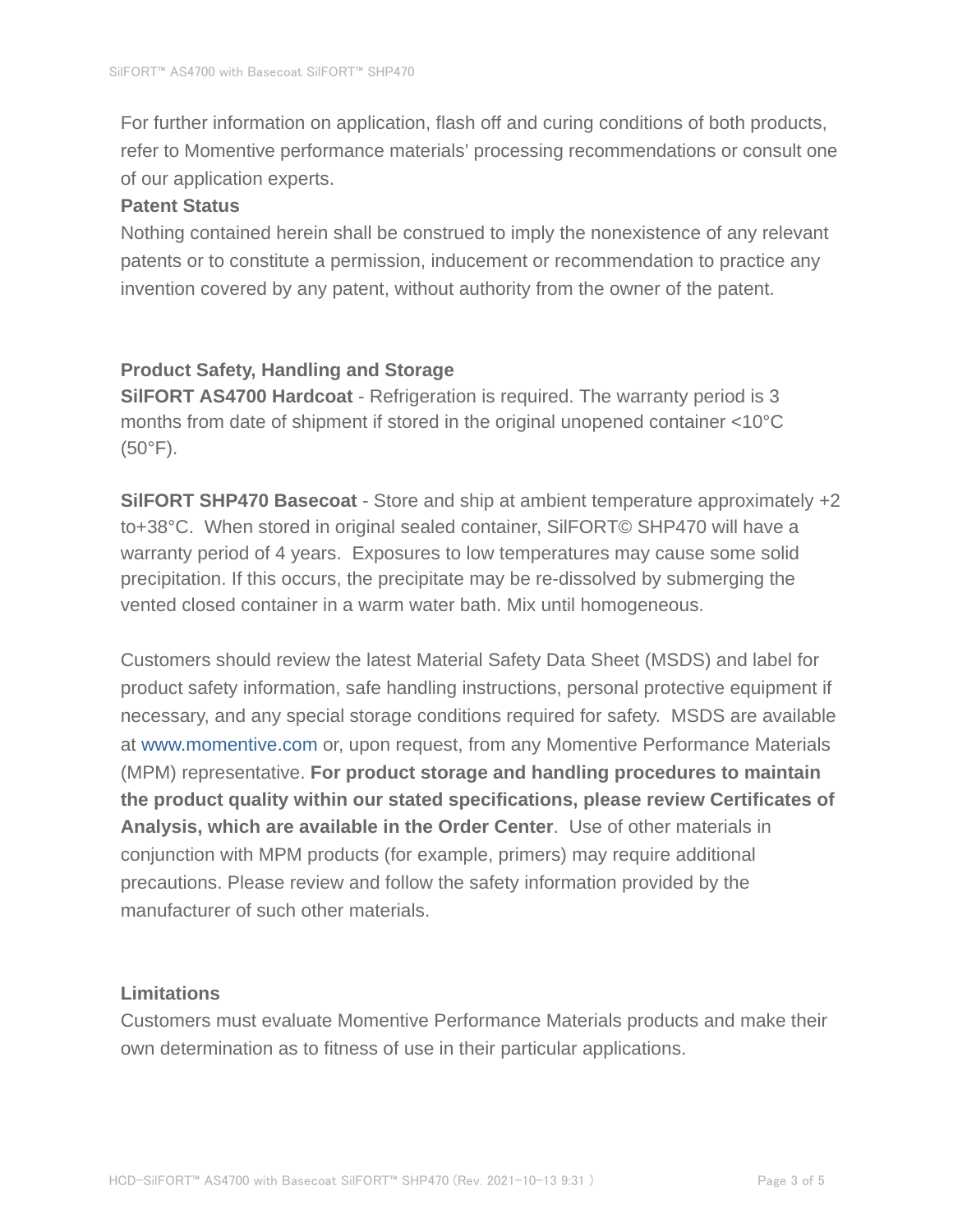For further information on application, flash off and curing conditions of both products, refer to Momentive performance materials' processing recommendations or consult one of our application experts.

**Patent Status**

Nothing contained herein shall be construed to imply the nonexistence of any relevant patents or to constitute a permission, inducement or recommendation to practice any invention covered by any patent, without authority from the owner of the patent.

**Product Safety, Handling and Storage**

**SilFORT AS4700 Hardcoat** - Refrigeration is required. The warranty period is 3 months from date of shipment if stored in the original unopened container <10°C (50°F).

**SilFORT SHP470 Basecoat** - Store and ship at ambient temperature approximately +2 to+38°C. When stored in original sealed container, SilFORT© SHP470 will have a warranty period of 4 years. Exposures to low temperatures may cause some solid precipitation. If this occurs, the precipitate may be re-dissolved by submerging the vented closed container in a warm water bath. Mix until homogeneous.

Customers should review the latest Material Safety Data Sheet (MSDS) and label for product safety information, safe handling instructions, personal protective equipment if necessary, and any special storage conditions required for safety. MSDS are available at www.momentive.com or, upon request, from any Momentive Performance Materials (MPM) representative. **For product storage and handling procedures to maintain the product quality within our stated specifications, please review Certificates of Analysis, which are available in the Order Center**. Use of other materials in conjunction with MPM products (for example, primers) may require additional precautions. Please review and follow the safety information provided by the manufacturer of such other materials.

**Limitations**

Customers must evaluate Momentive Performance Materials products and make their own determination as to fitness of use in their particular applications.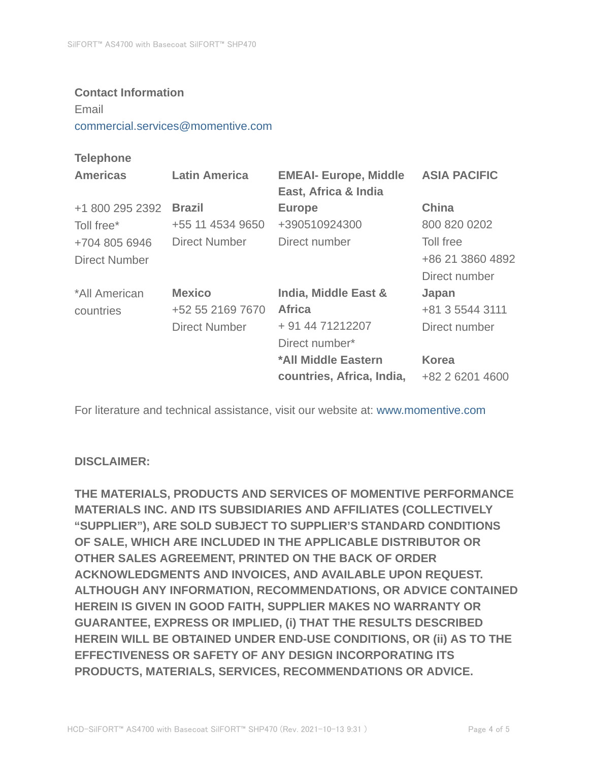**Contact Information**

Email

commercial.services@momentive.com

**Telephone**

| **Americas** | **Latin America** | **EMEAI- Europe, Middle East, Africa & India** | **ASIA PACIFIC** |
|---|---|---|---|
| +1 800 295 2392<br>Toll free*<br>+704 805 6946<br>Direct Number | **Brazil**<br>+55 11 4534 9650<br>Direct Number | **Europe**<br>+390510924300<br>Direct number | **China**<br>800 820 0202<br>Toll free<br>+86 21 3860 4892<br>Direct number |
| *All American countries | **Mexico**<br>+52 55 2169 7670<br>Direct Number | **India, Middle East & Africa**<br>+ 91 44 71212207<br>Direct number*<br>**\*All Middle Eastern countries, Africa, India,** | **Japan**<br>+81 3 5544 3111<br>Direct number<br><br>**Korea**<br>+82 2 6201 4600 |

For literature and technical assistance, visit our website at: www.momentive.com

**DISCLAIMER:**

**THE MATERIALS, PRODUCTS AND SERVICES OF MOMENTIVE PERFORMANCE MATERIALS INC. AND ITS SUBSIDIARIES AND AFFILIATES (COLLECTIVELY "SUPPLIER"), ARE SOLD SUBJECT TO SUPPLIER'S STANDARD CONDITIONS OF SALE, WHICH ARE INCLUDED IN THE APPLICABLE DISTRIBUTOR OR OTHER SALES AGREEMENT, PRINTED ON THE BACK OF ORDER ACKNOWLEDGMENTS AND INVOICES, AND AVAILABLE UPON REQUEST. ALTHOUGH ANY INFORMATION, RECOMMENDATIONS, OR ADVICE CONTAINED HEREIN IS GIVEN IN GOOD FAITH, SUPPLIER MAKES NO WARRANTY OR GUARANTEE, EXPRESS OR IMPLIED, (i) THAT THE RESULTS DESCRIBED HEREIN WILL BE OBTAINED UNDER END-USE CONDITIONS, OR (ii) AS TO THE EFFECTIVENESS OR SAFETY OF ANY DESIGN INCORPORATING ITS PRODUCTS, MATERIALS, SERVICES, RECOMMENDATIONS OR ADVICE.**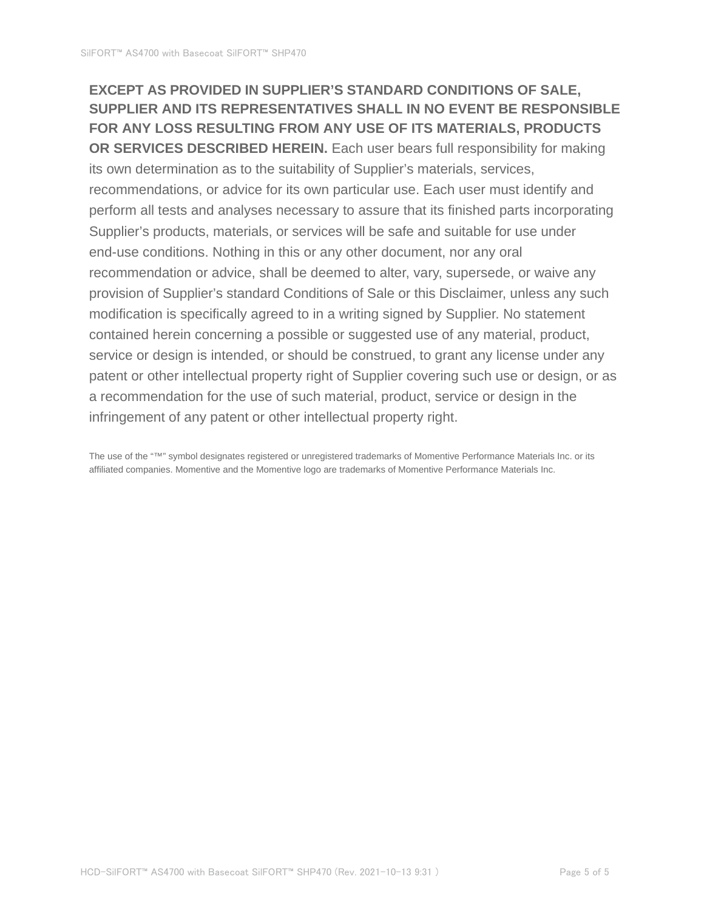**EXCEPT AS PROVIDED IN SUPPLIER'S STANDARD CONDITIONS OF SALE, SUPPLIER AND ITS REPRESENTATIVES SHALL IN NO EVENT BE RESPONSIBLE FOR ANY LOSS RESULTING FROM ANY USE OF ITS MATERIALS, PRODUCTS OR SERVICES DESCRIBED HEREIN.** Each user bears full responsibility for making its own determination as to the suitability of Supplier's materials, services, recommendations, or advice for its own particular use. Each user must identify and perform all tests and analyses necessary to assure that its finished parts incorporating Supplier's products, materials, or services will be safe and suitable for use under end-use conditions. Nothing in this or any other document, nor any oral recommendation or advice, shall be deemed to alter, vary, supersede, or waive any provision of Supplier's standard Conditions of Sale or this Disclaimer, unless any such modification is specifically agreed to in a writing signed by Supplier. No statement contained herein concerning a possible or suggested use of any material, product, service or design is intended, or should be construed, to grant any license under any patent or other intellectual property right of Supplier covering such use or design, or as a recommendation for the use of such material, product, service or design in the infringement of any patent or other intellectual property right.

The use of the "™" symbol designates registered or unregistered trademarks of Momentive Performance Materials Inc. or its affiliated companies. Momentive and the Momentive logo are trademarks of Momentive Performance Materials Inc.